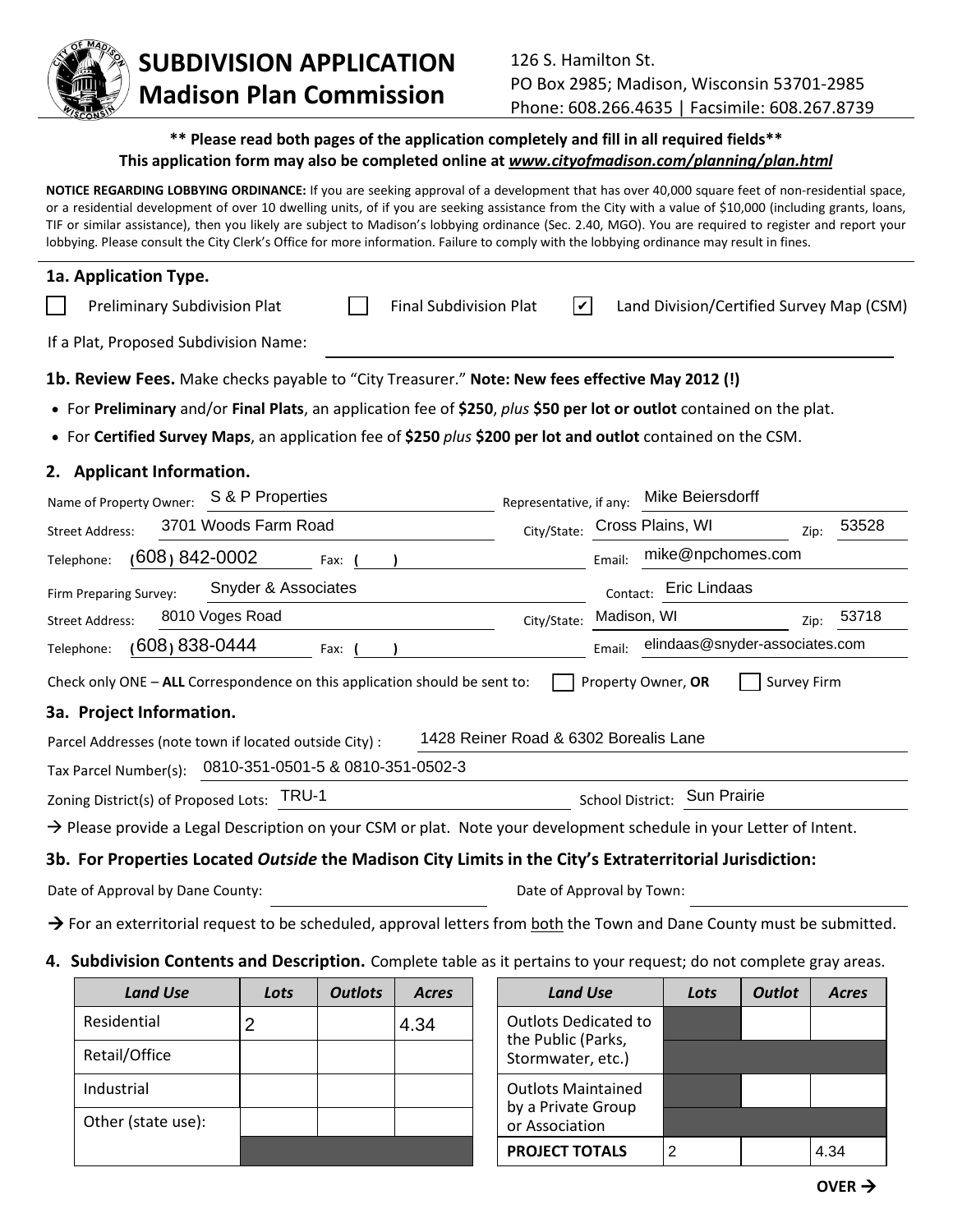# SUBDIVISION APPLICATION
## Madison Plan Commission

126 S. Hamilton St.
PO Box 2985; Madison, Wisconsin 53701-2985
Phone: 608.266.4635 | Facsimile: 608.267.8739

**\*\* Please read both pages of the application completely and fill in all required fields\*\***
**This application form may also be completed online at *www.cityofmadison.com/planning/plan.html***

**NOTICE REGARDING LOBBYING ORDINANCE:** If you are seeking approval of a development that has over 40,000 square feet of non-residential space, or a residential development of over 10 dwelling units, of if you are seeking assistance from the City with a value of $10,000 (including grants, loans, TIF or similar assistance), then you likely are subject to Madison's lobbying ordinance (Sec. 2.40, MGO). You are required to register and report your lobbying. Please consult the City Clerk's Office for more information. Failure to comply with the lobbying ordinance may result in fines.

### 1a. Application Type.

☐ Preliminary Subdivision Plat ☐ Final Subdivision Plat ☑ Land Division/Certified Survey Map (CSM)

If a Plat, Proposed Subdivision Name: ______

**1b. Review Fees.** Make checks payable to "City Treasurer." **Note: New fees effective May 2012 (!)**

- For **Preliminary** and/or **Final Plats**, an application fee of **$250**, *plus* **$50 per lot or outlot** contained on the plat.
- For **Certified Survey Maps**, an application fee of **$250** *plus* **$200 per lot and outlot** contained on the CSM.

### 2. Applicant Information.

Name of Property Owner: S & P Properties Representative, if any: Mike Beiersdorff

Street Address: 3701 Woods Farm Road City/State: Cross Plains, WI Zip: 53528

Telephone: (608) 842-0002 Fax: ( ) Email: mike@npchomes.com

Firm Preparing Survey: Snyder & Associates Contact: Eric Lindaas

Street Address: 8010 Voges Road City/State: Madison, WI Zip: 53718

Telephone: (608) 838-0444 Fax: ( ) Email: elindaas@snyder-associates.com

Check only ONE – **ALL** Correspondence on this application should be sent to: ☐ Property Owner, **OR** ☐ Survey Firm

### 3a. Project Information.

Parcel Addresses (note town if located outside City) : 1428 Reiner Road & 6302 Borealis Lane

Tax Parcel Number(s): 0810-351-0501-5 & 0810-351-0502-3

Zoning District(s) of Proposed Lots: TRU-1 School District: Sun Prairie

→ Please provide a Legal Description on your CSM or plat. Note your development schedule in your Letter of Intent.

### 3b. For Properties Located *Outside* the Madison City Limits in the City's Extraterritorial Jurisdiction:

Date of Approval by Dane County: ______ Date of Approval by Town: ______

→ For an exterritorial request to be scheduled, approval letters from both the Town and Dane County must be submitted.

### 4. Subdivision Contents and Description.
Complete table as it pertains to your request; do not complete gray areas.

| *Land Use* | *Lots* | *Outlots* | *Acres* |
|---|---|---|---|
| Residential | 2 | | 4.34 |
| Retail/Office | | | |
| Industrial | | | |
| Other (state use): | | | |

| *Land Use* | *Lots* | *Outlot* | *Acres* |
|---|---|---|---|
| Outlots Dedicated to the Public (Parks, Stormwater, etc.) | | | |
| Outlots Maintained by a Private Group or Association | | | |
| **PROJECT TOTALS** | 2 | | 4.34 |

**OVER →**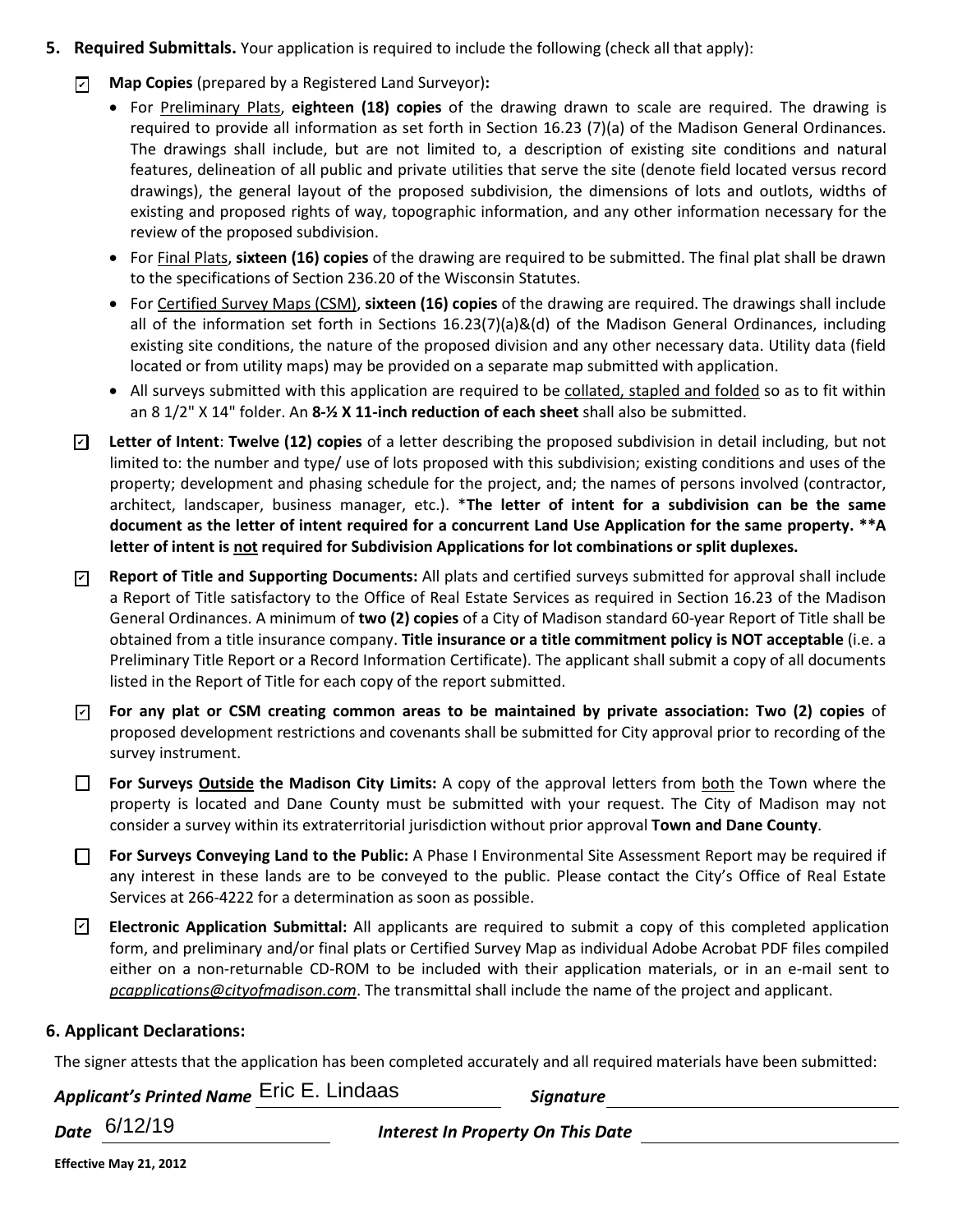**5. Required Submittals.** Your application is required to include the following (check all that apply):

- [x] **Map Copies** (prepared by a Registered Land Surveyor)**:**
  - For Preliminary Plats, **eighteen (18) copies** of the drawing drawn to scale are required. The drawing is required to provide all information as set forth in Section 16.23 (7)(a) of the Madison General Ordinances. The drawings shall include, but are not limited to, a description of existing site conditions and natural features, delineation of all public and private utilities that serve the site (denote field located versus record drawings), the general layout of the proposed subdivision, the dimensions of lots and outlots, widths of existing and proposed rights of way, topographic information, and any other information necessary for the review of the proposed subdivision.
  - For Final Plats, **sixteen (16) copies** of the drawing are required to be submitted. The final plat shall be drawn to the specifications of Section 236.20 of the Wisconsin Statutes.
  - For Certified Survey Maps (CSM), **sixteen (16) copies** of the drawing are required. The drawings shall include all of the information set forth in Sections 16.23(7)(a)&(d) of the Madison General Ordinances, including existing site conditions, the nature of the proposed division and any other necessary data. Utility data (field located or from utility maps) may be provided on a separate map submitted with application.
  - All surveys submitted with this application are required to be collated, stapled and folded so as to fit within an 8 1/2" X 14" folder. An **8-½ X 11-inch reduction of each sheet** shall also be submitted.

- [x] **Letter of Intent**: **Twelve (12) copies** of a letter describing the proposed subdivision in detail including, but not limited to: the number and type/ use of lots proposed with this subdivision; existing conditions and uses of the property; development and phasing schedule for the project, and; the names of persons involved (contractor, architect, landscaper, business manager, etc.). ***The letter of intent for a subdivision can be the same document as the letter of intent required for a concurrent Land Use Application for the same property. **A letter of intent is not required for Subdivision Applications for lot combinations or split duplexes.**

- [x] **Report of Title and Supporting Documents:** All plats and certified surveys submitted for approval shall include a Report of Title satisfactory to the Office of Real Estate Services as required in Section 16.23 of the Madison General Ordinances. A minimum of **two (2) copies** of a City of Madison standard 60-year Report of Title shall be obtained from a title insurance company. **Title insurance or a title commitment policy is NOT acceptable** (i.e. a Preliminary Title Report or a Record Information Certificate). The applicant shall submit a copy of all documents listed in the Report of Title for each copy of the report submitted.

- [x] **For any plat or CSM creating common areas to be maintained by private association: Two (2) copies** of proposed development restrictions and covenants shall be submitted for City approval prior to recording of the survey instrument.

- [ ] **For Surveys Outside the Madison City Limits:** A copy of the approval letters from both the Town where the property is located and Dane County must be submitted with your request. The City of Madison may not consider a survey within its extraterritorial jurisdiction without prior approval **Town and Dane County**.

- [ ] **For Surveys Conveying Land to the Public:** A Phase I Environmental Site Assessment Report may be required if any interest in these lands are to be conveyed to the public. Please contact the City's Office of Real Estate Services at 266-4222 for a determination as soon as possible.

- [x] **Electronic Application Submittal:** All applicants are required to submit a copy of this completed application form, and preliminary and/or final plats or Certified Survey Map as individual Adobe Acrobat PDF files compiled either on a non-returnable CD-ROM to be included with their application materials, or in an e-mail sent to *pcapplications@cityofmadison.com*. The transmittal shall include the name of the project and applicant.

## 6. Applicant Declarations:

The signer attests that the application has been completed accurately and all required materials have been submitted:

***Applicant's Printed Name*** Eric E. Lindaas ***Signature*** ____________________

***Date*** 6/12/19 ***Interest In Property On This Date*** ____________________

**Effective May 21, 2012**